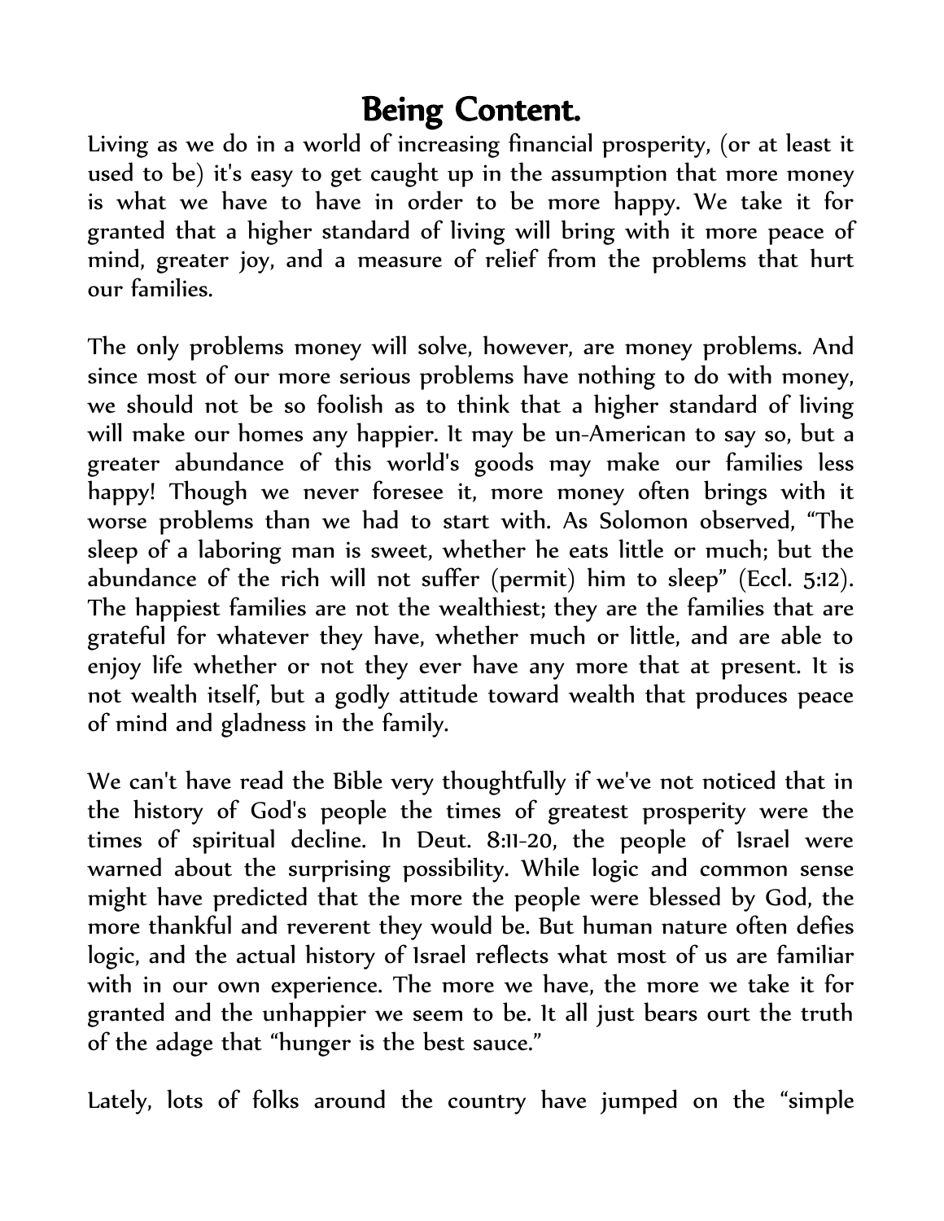# Being Content.

Living as we do in a world of increasing financial prosperity, (or at least it used to be) it's easy to get caught up in the assumption that more money is what we have to have in order to be more happy. We take it for granted that a higher standard of living will bring with it more peace of mind, greater joy, and a measure of relief from the problems that hurt our families.

The only problems money will solve, however, are money problems. And since most of our more serious problems have nothing to do with money, we should not be so foolish as to think that a higher standard of living will make our homes any happier. It may be un-American to say so, but a greater abundance of this world's goods may make our families less happy! Though we never foresee it, more money often brings with it worse problems than we had to start with. As Solomon observed, "The sleep of a laboring man is sweet, whether he eats little or much; but the abundance of the rich will not suffer (permit) him to sleep" (Eccl. 5:12). The happiest families are not the wealthiest; they are the families that are grateful for whatever they have, whether much or little, and are able to enjoy life whether or not they ever have any more that at present. It is not wealth itself, but a godly attitude toward wealth that produces peace of mind and gladness in the family.

We can't have read the Bible very thoughtfully if we've not noticed that in the history of God's people the times of greatest prosperity were the times of spiritual decline. In Deut. 8:11-20, the people of Israel were warned about the surprising possibility. While logic and common sense might have predicted that the more the people were blessed by God, the more thankful and reverent they would be. But human nature often defies logic, and the actual history of Israel reflects what most of us are familiar with in our own experience. The more we have, the more we take it for granted and the unhappier we seem to be. It all just bears ourt the truth of the adage that "hunger is the best sauce."

Lately, lots of folks around the country have jumped on the "simple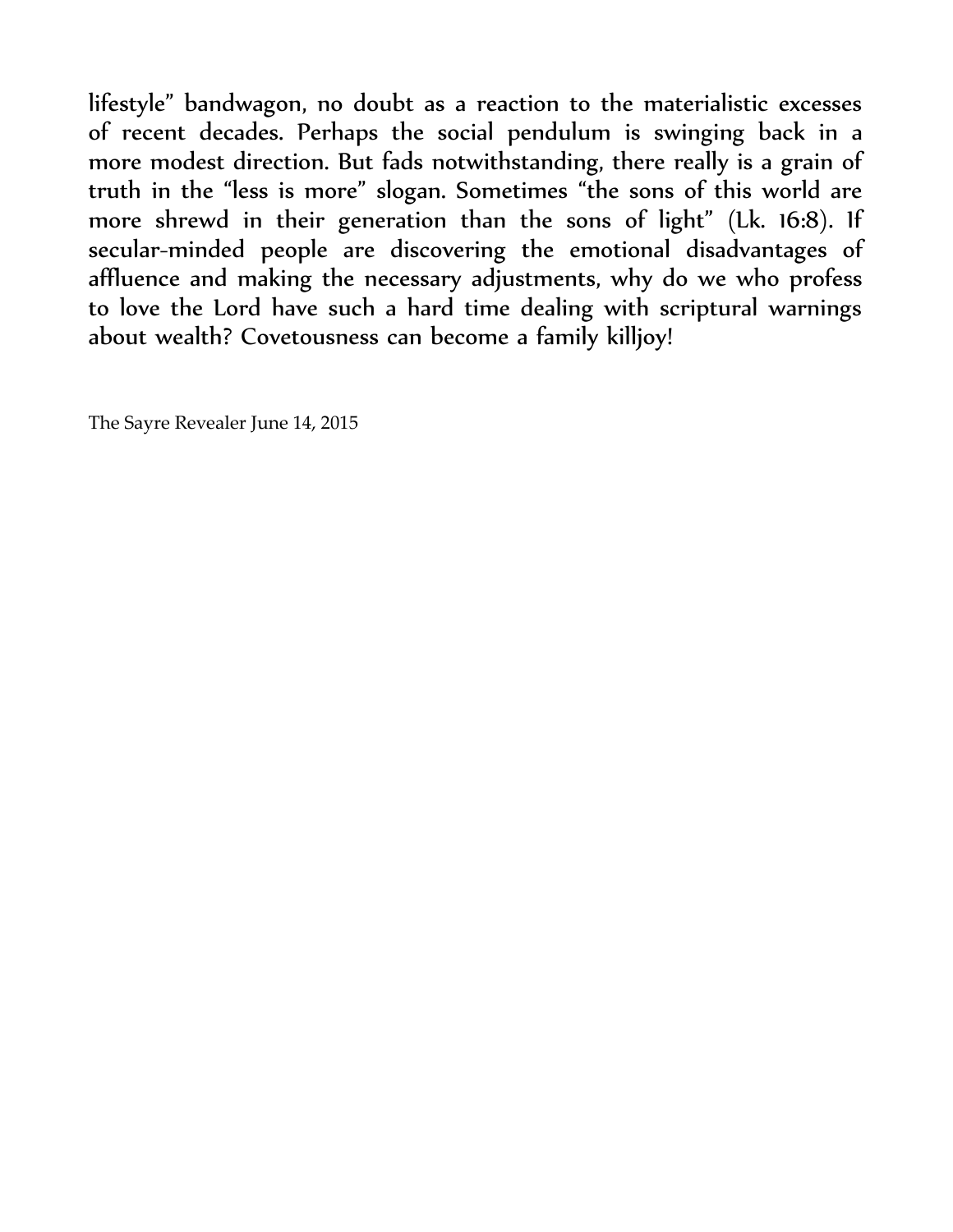lifestyle" bandwagon, no doubt as a reaction to the materialistic excesses of recent decades. Perhaps the social pendulum is swinging back in a more modest direction. But fads notwithstanding, there really is a grain of truth in the "less is more" slogan. Sometimes "the sons of this world are more shrewd in their generation than the sons of light" (Lk. 16:8). If secular-minded people are discovering the emotional disadvantages of affluence and making the necessary adjustments, why do we who profess to love the Lord have such a hard time dealing with scriptural warnings about wealth? Covetousness can become a family killjoy!

The Sayre Revealer June 14, 2015